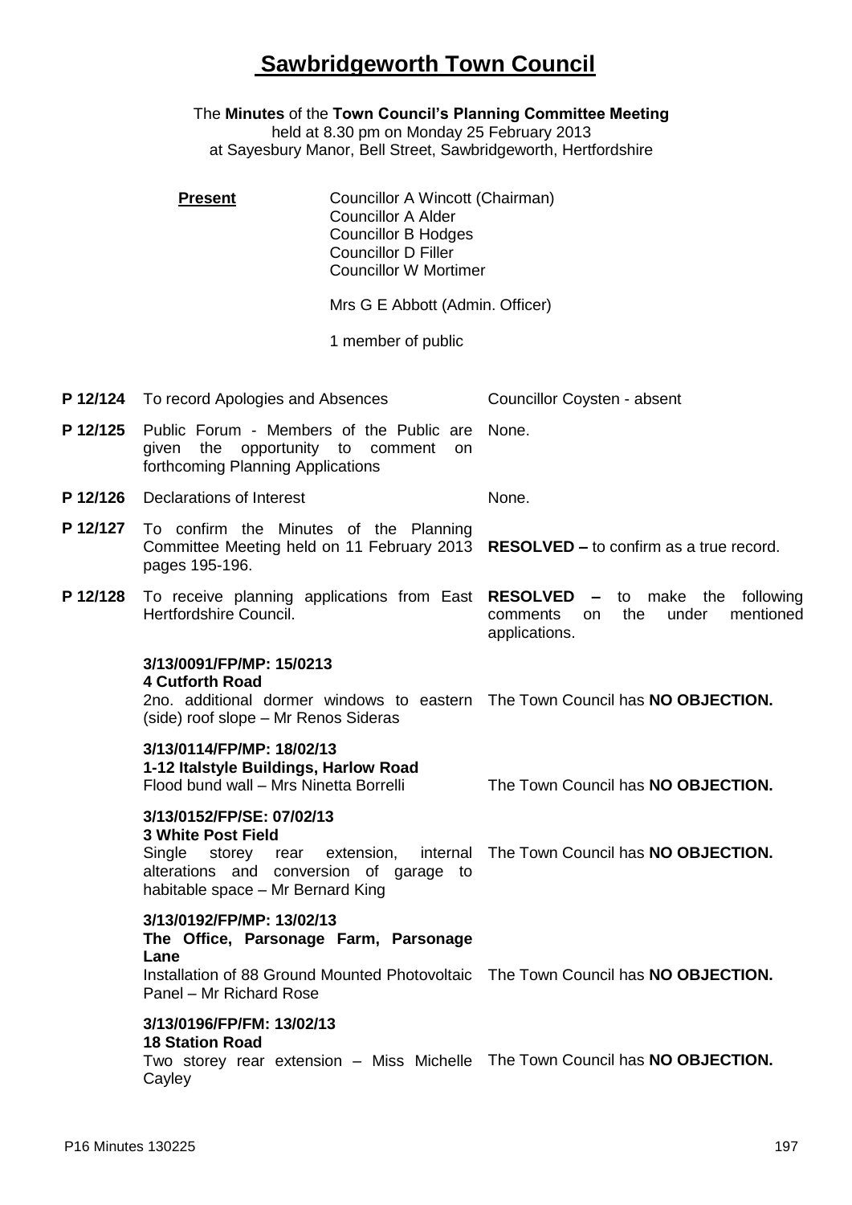# Sawbridgeworth Town Council

The **Minutes** of the **Town Council's Planning Committee Meeting**
held at 8.30 pm on Monday 25 February 2013
at Sayesbury Manor, Bell Street, Sawbridgeworth, Hertfordshire

**Present**

Councillor A Wincott (Chairman)
Councillor A Alder
Councillor B Hodges
Councillor D Filler
Councillor W Mortimer

Mrs G E Abbott (Admin. Officer)

1 member of public

| | | |
|---|---|---|
| **P 12/124** | To record Apologies and Absences | Councillor Coysten - absent |
| **P 12/125** | Public Forum - Members of the Public are given the opportunity to comment on forthcoming Planning Applications | None. |
| **P 12/126** | Declarations of Interest | None. |
| **P 12/127** | To confirm the Minutes of the Planning Committee Meeting held on 11 February 2013 pages 195-196. | **RESOLVED –** to confirm as a true record. |
| **P 12/128** | To receive planning applications from East Hertfordshire Council. | **RESOLVED –** to make the following comments on the under mentioned applications. |
| | **3/13/0091/FP/MP: 15/0213**<br>**4 Cutforth Road**<br>2no. additional dormer windows to eastern (side) roof slope – Mr Renos Sideras | The Town Council has **NO OBJECTION.** |
| | **3/13/0114/FP/MP: 18/02/13**<br>**1-12 Italstyle Buildings, Harlow Road**<br>Flood bund wall – Mrs Ninetta Borrelli | The Town Council has **NO OBJECTION.** |
| | **3/13/0152/FP/SE: 07/02/13**<br>**3 White Post Field**<br>Single storey rear extension, internal alterations and conversion of garage to habitable space – Mr Bernard King | The Town Council has **NO OBJECTION.** |
| | **3/13/0192/FP/MP: 13/02/13**<br>**The Office, Parsonage Farm, Parsonage Lane**<br>Installation of 88 Ground Mounted Photovoltaic Panel – Mr Richard Rose | The Town Council has **NO OBJECTION.** |
| | **3/13/0196/FP/FM: 13/02/13**<br>**18 Station Road**<br>Two storey rear extension – Miss Michelle Cayley | The Town Council has **NO OBJECTION.** |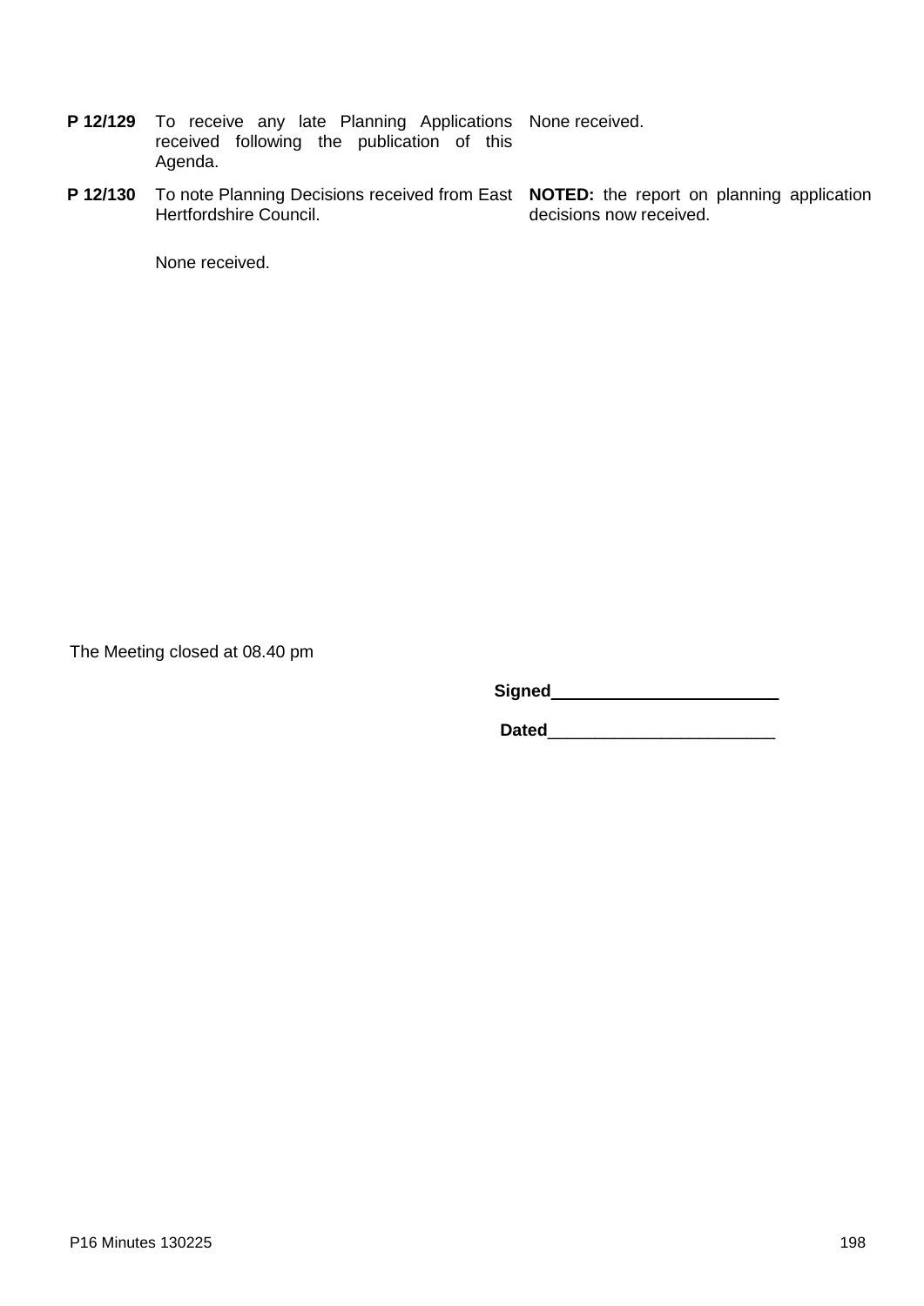| | | |
|---|---|---|
| **P 12/129** | To receive any late Planning Applications received following the publication of this Agenda. | None received. |
| **P 12/130** | To note Planning Decisions received from East Hertfordshire Council.<br><br>None received. | **NOTED:** the report on planning application decisions now received. |

The Meeting closed at 08.40 pm

**Signed**________________________

**Dated**________________________

P16 Minutes 130225